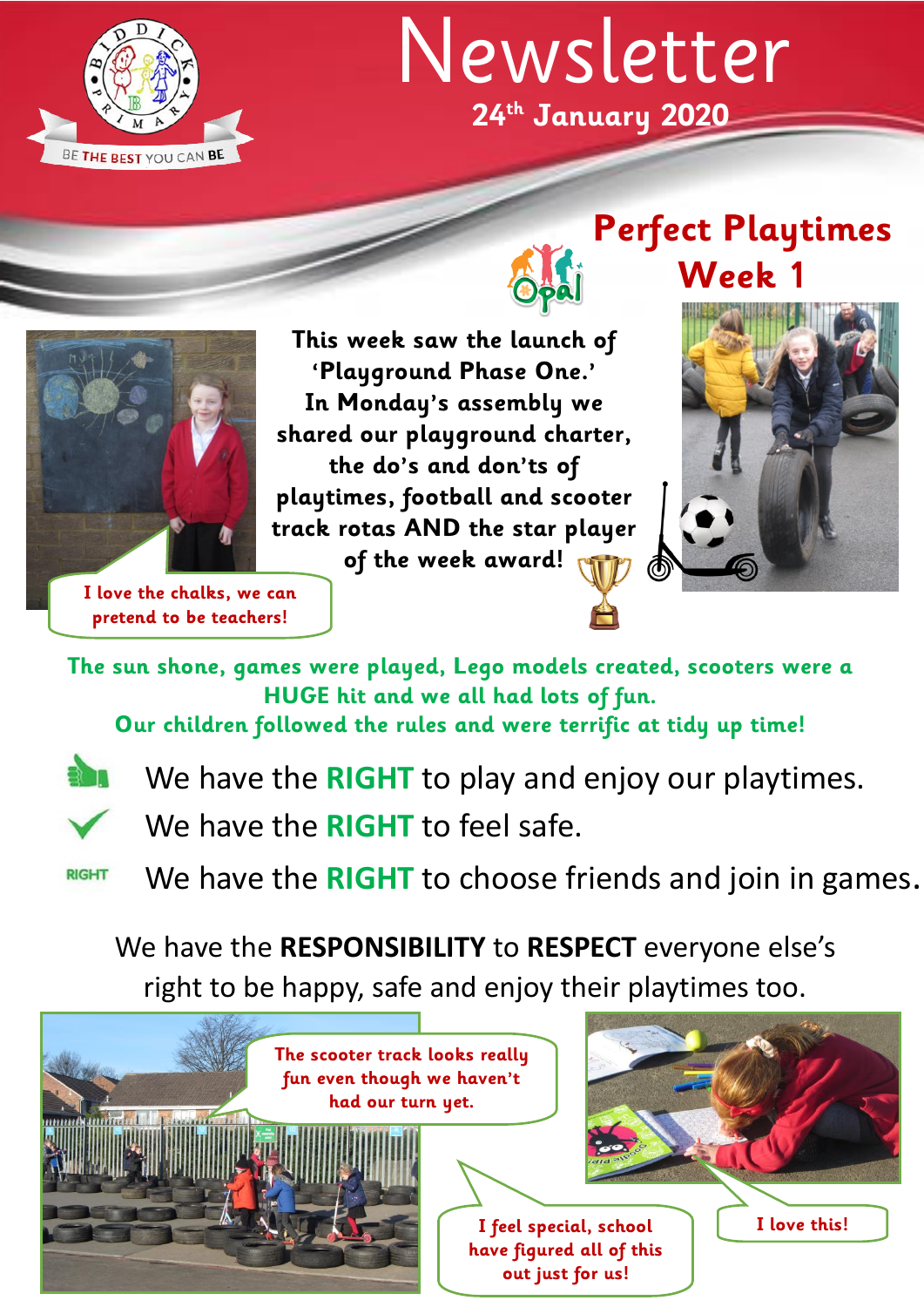BIDDICK PRIMARY

BE THE BEST YOU CAN BE

# Newsletter

**24th January 2020**

## Perfect Playtimes Week 1

**This week saw the launch of 'Playground Phase One.' In Monday's assembly we shared our playground charter, the do's and don'ts of playtimes, football and scooter track rotas AND the star player of the week award!**

I love the chalks, we can pretend to be teachers!

**The sun shone, games were played, Lego models created, scooters were a HUGE hit and we all had lots of fun.**
**Our children followed the rules and were terrific at tidy up time!**

- We have the **RIGHT** to play and enjoy our playtimes.
- We have the **RIGHT** to feel safe.
- We have the **RIGHT** to choose friends and join in games.

We have the **RESPONSIBILITY** to **RESPECT** everyone else's right to be happy, safe and enjoy their playtimes too.

The scooter track looks really fun even though we haven't had our turn yet.

I feel special, school have figured all of this out just for us!

I love this!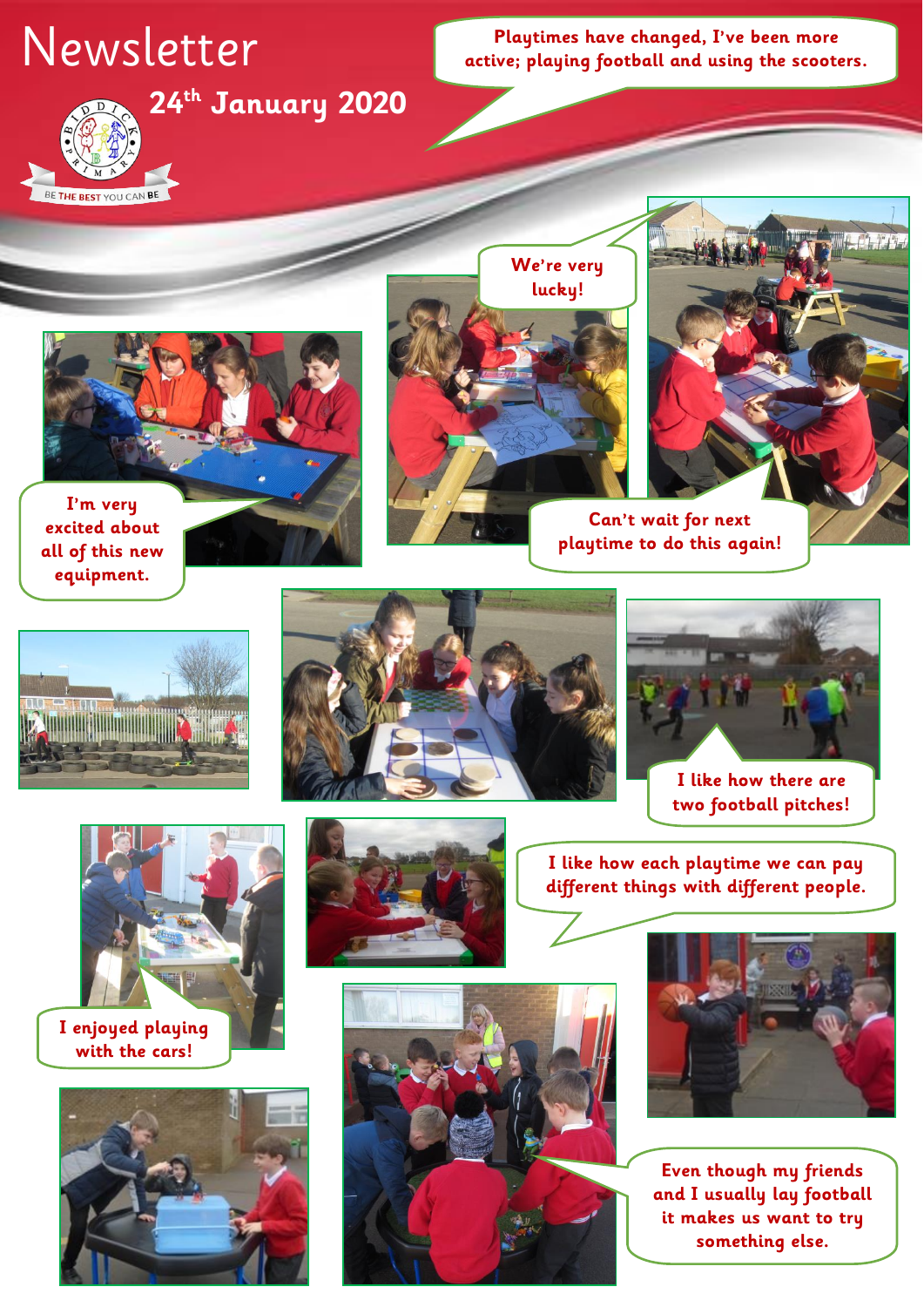# Newsletter

## 24th January 2020

BE THE BEST YOU CAN BE

Playtimes have changed, I've been more active; playing football and using the scooters.

We're very lucky!

I'm very excited about all of this new equipment.

Can't wait for next playtime to do this again!

I like how there are two football pitches!

I like how each playtime we can pay different things with different people.

I enjoyed playing with the cars!

Even though my friends and I usually lay football it makes us want to try something else.